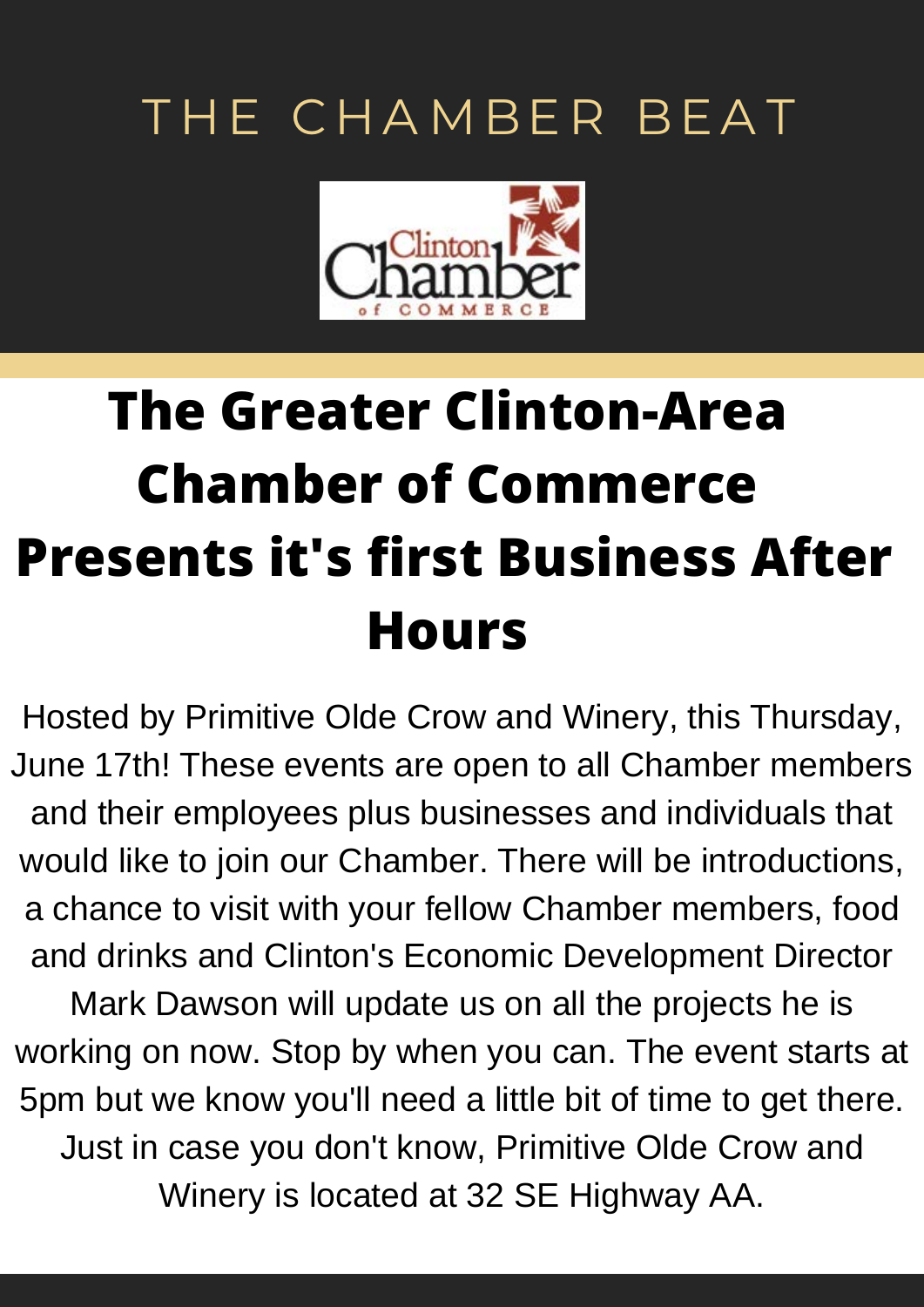THE CHAMBER BEAT

Clinton Chamber of Commerce

# The Greater Clinton-Area Chamber of Commerce Presents it's first Business After Hours

Hosted by Primitive Olde Crow and Winery, this Thursday, June 17th! These events are open to all Chamber members and their employees plus businesses and individuals that would like to join our Chamber. There will be introductions, a chance to visit with your fellow Chamber members, food and drinks and Clinton's Economic Development Director Mark Dawson will update us on all the projects he is working on now. Stop by when you can. The event starts at 5pm but we know you'll need a little bit of time to get there. Just in case you don't know, Primitive Olde Crow and Winery is located at 32 SE Highway AA.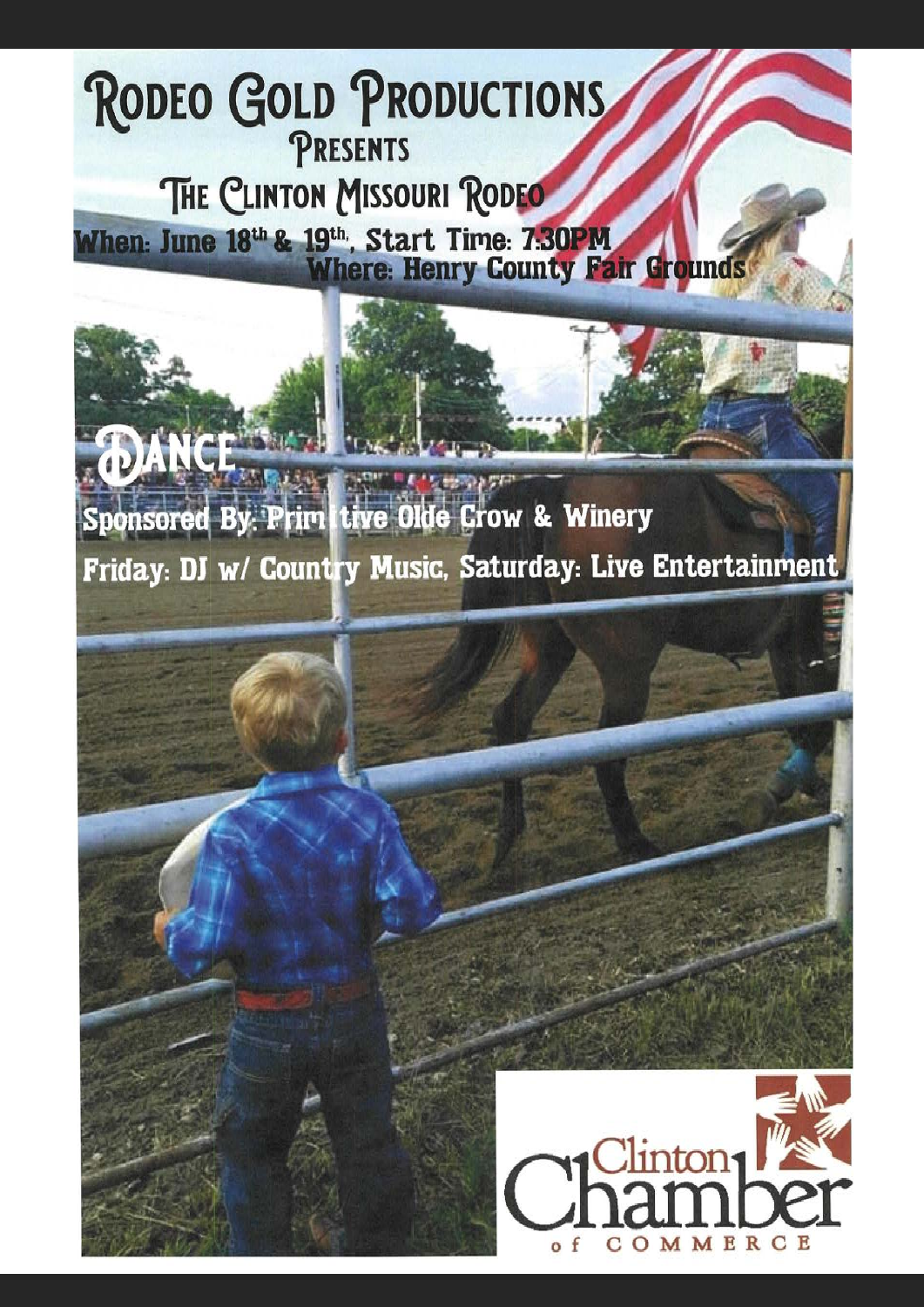# Rodeo Gold Productions

## Presents

## The Clinton Missouri Rodeo

**When: June 18th & 19th, Start Time: 7:30PM**

**Where: Henry County Fair Grounds**

## Dance

**Sponsored By: Primitive Olde Crow & Winery**

**Friday: DJ w/ Country Music, Saturday: Live Entertainment**

Clinton Chamber of Commerce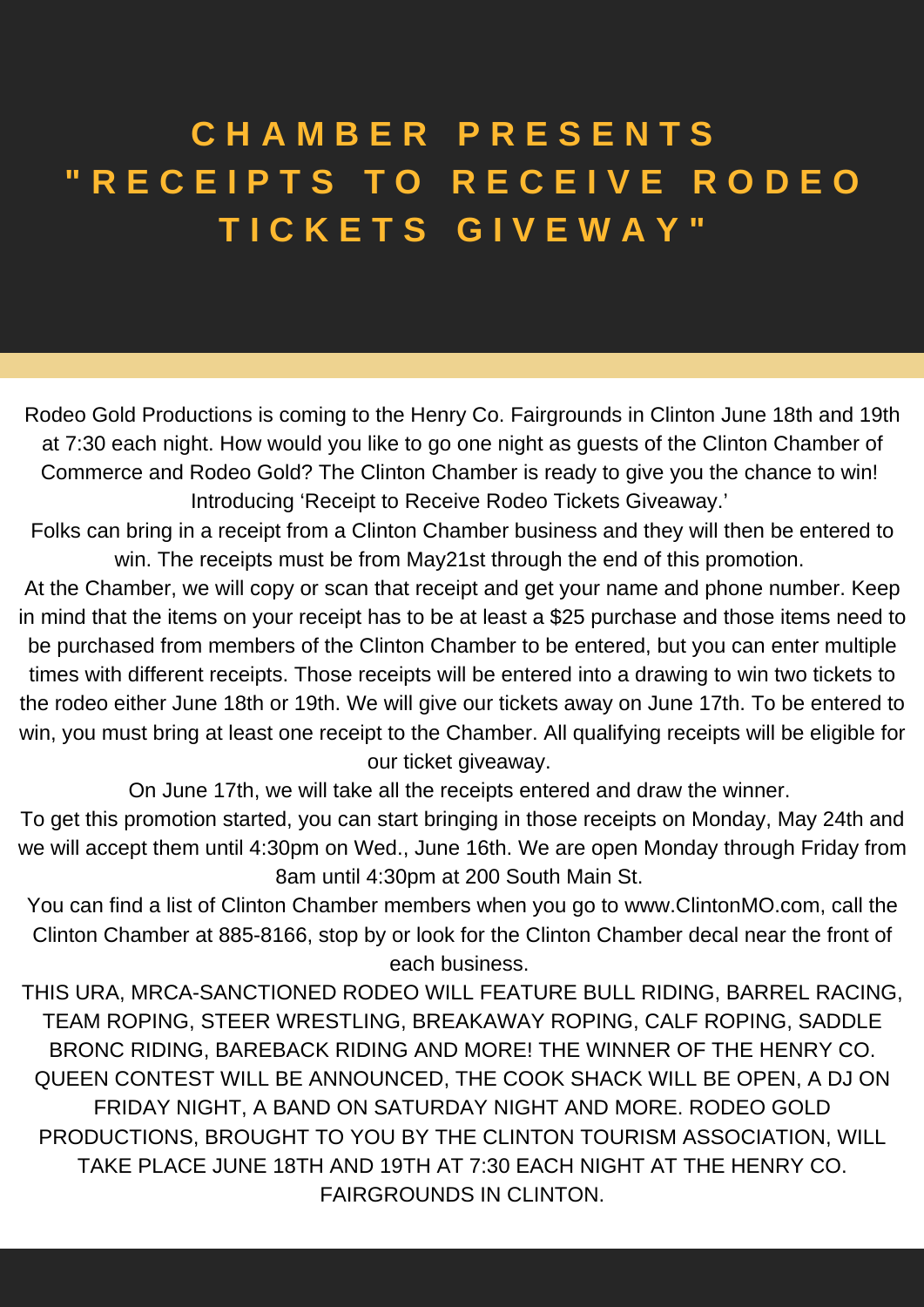# CHAMBER PRESENTS "RECEIPTS TO RECEIVE RODEO TICKETS GIVEWAY"

Rodeo Gold Productions is coming to the Henry Co. Fairgrounds in Clinton June 18th and 19th at 7:30 each night. How would you like to go one night as guests of the Clinton Chamber of Commerce and Rodeo Gold? The Clinton Chamber is ready to give you the chance to win! Introducing 'Receipt to Receive Rodeo Tickets Giveaway.'

Folks can bring in a receipt from a Clinton Chamber business and they will then be entered to win. The receipts must be from May21st through the end of this promotion.

At the Chamber, we will copy or scan that receipt and get your name and phone number. Keep in mind that the items on your receipt has to be at least a $25 purchase and those items need to be purchased from members of the Clinton Chamber to be entered, but you can enter multiple times with different receipts. Those receipts will be entered into a drawing to win two tickets to the rodeo either June 18th or 19th. We will give our tickets away on June 17th. To be entered to win, you must bring at least one receipt to the Chamber. All qualifying receipts will be eligible for our ticket giveaway.

On June 17th, we will take all the receipts entered and draw the winner.

To get this promotion started, you can start bringing in those receipts on Monday, May 24th and we will accept them until 4:30pm on Wed., June 16th. We are open Monday through Friday from 8am until 4:30pm at 200 South Main St.

You can find a list of Clinton Chamber members when you go to www.ClintonMO.com, call the Clinton Chamber at 885-8166, stop by or look for the Clinton Chamber decal near the front of each business.

THIS URA, MRCA-SANCTIONED RODEO WILL FEATURE BULL RIDING, BARREL RACING, TEAM ROPING, STEER WRESTLING, BREAKAWAY ROPING, CALF ROPING, SADDLE BRONC RIDING, BAREBACK RIDING AND MORE! THE WINNER OF THE HENRY CO. QUEEN CONTEST WILL BE ANNOUNCED, THE COOK SHACK WILL BE OPEN, A DJ ON FRIDAY NIGHT, A BAND ON SATURDAY NIGHT AND MORE. RODEO GOLD PRODUCTIONS, BROUGHT TO YOU BY THE CLINTON TOURISM ASSOCIATION, WILL TAKE PLACE JUNE 18TH AND 19TH AT 7:30 EACH NIGHT AT THE HENRY CO. FAIRGROUNDS IN CLINTON.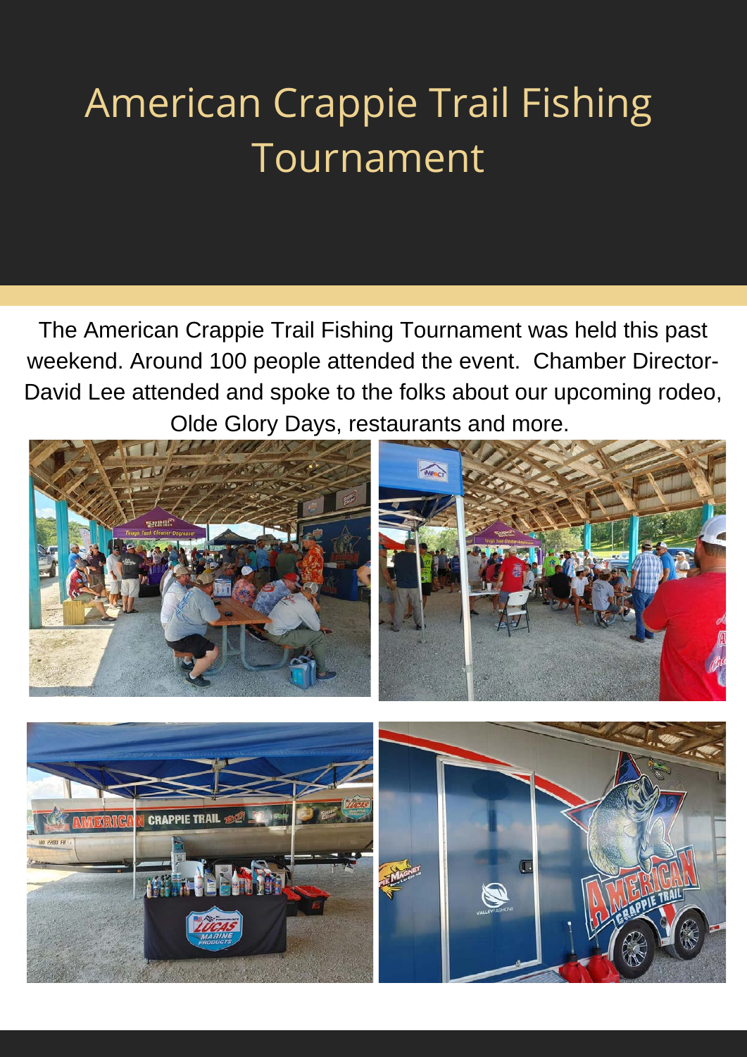# American Crappie Trail Fishing Tournament

The American Crappie Trail Fishing Tournament was held this past weekend. Around 100 people attended the event. Chamber Director- David Lee attended and spoke to the folks about our upcoming rodeo, Olde Glory Days, restaurants and more.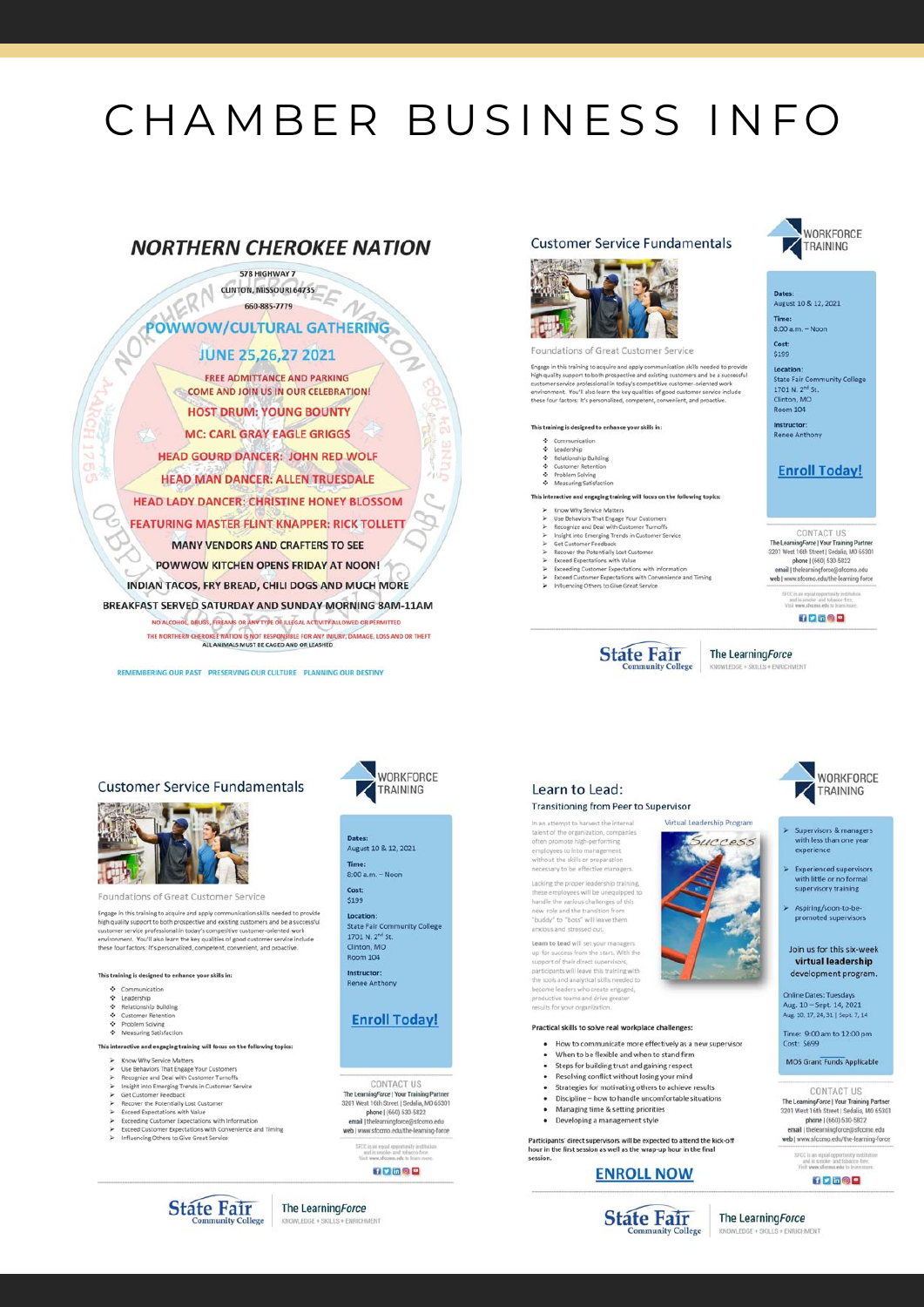# CHAMBER BUSINESS INFO

## NORTHERN CHEROKEE NATION

578 HIGHWAY 7
CLINTON, MISSOURI 64735
660-885-7779

### POWWOW/CULTURAL GATHERING

### JUNE 25,26,27 2021

FREE ADMITTANCE AND PARKING
COME AND JOIN US IN OUR CELEBRATION!

HOST DRUM: YOUNG BOUNTY
MC: CARL GRAY EAGLE GRIGGS
HEAD GOURD DANCER: JOHN RED WOLF
HEAD MAN DANCER: ALLEN TRUESDALE
HEAD LADY DANCER: CHRISTINE HONEY BLOSSOM
FEATURING MASTER FLINT KNAPPER: RICK TOLLETT
MANY VENDORS AND CRAFTERS TO SEE
POWWOW KITCHEN OPENS FRIDAY AT NOON!
INDIAN TACOS, FRY BREAD, CHILI DOGS AND MUCH MORE
BREAKFAST SERVED SATURDAY AND SUNDAY MORNING 8AM-11AM

NO ALCOHOL, DRUGS, FIREARMS OR ANY TYPE OF ILLEGAL ACTIVITY ALLOWED OR PERMITTED
THE NORTHERN CHEROKEE NATION IS NOT RESPONSIBLE FOR ANY INJURY, DAMAGE, LOSS AND OR THEFT
ALL ANIMALS MUST BE CAGED AND OR LEASHED

REMEMBERING OUR PAST PRESERVING OUR CULTURE PLANNING OUR DESTINY

---

## Customer Service Fundamentals

WORKFORCE TRAINING

### Foundations of Great Customer Service

Engage in this training to acquire and apply communication skills needed to provide high quality support to both prospective and existing customers and be a successful customer service professional in today's competitive customer-oriented work environment. You'll also learn the key qualities of good customer service include these four factors: It's personalized, competent, convenient, and proactive.

**This training is designed to enhance your skills in:**

- Communication
- Leadership
- Relationship Building
- Customer Retention
- Problem Solving
- Measuring Satisfaction

**This interactive and engaging training will focus on the following topics:**

- Know Why Service Matters
- Use Behaviors That Engage Your Customers
- Recognize and Deal with Customer Turnoffs
- Insight into Emerging Trends in Customer Service
- Get Customer Feedback
- Recover the Potentially Lost Customer
- Exceed Expectations with Value
- Exceeding Customer Expectations with Information
- Exceed Customer Expectations with Convenience and Timing
- Influencing Others to Give Great Service

**Dates:**
August 10 & 12, 2021

**Time:**
8:00 a.m. – Noon

**Cost:**
$199

**Location:**
State Fair Community College
1701 N. 2nd St.
Clinton, MO
Room 104

**Instructor:**
Renee Anthony

**Enroll Today!**

CONTACT US
The LearningForce | Your Training Partner
3201 West 16th Street | Sedalia, MO 65301
**phone** | (660) 530-5822
**email** | thelearningforce@sfccmo.edu
**web** | www.sfccmo.edu/the-learning-force

SFCC is an equal opportunity institution and is smoke- and tobacco-free. Visit www.sfccmo.edu to learn more.

State Fair Community College | The LearningForce KNOWLEDGE + SKILLS + ENRICHMENT

---

## Customer Service Fundamentals

WORKFORCE TRAINING

### Foundations of Great Customer Service

Engage in this training to acquire and apply communication skills needed to provide high quality support to both prospective and existing customers and be a successful customer service professional in today's competitive customer-oriented work environment. You'll also learn the key qualities of good customer service include these four factors: It's personalized, competent, convenient, and proactive.

**This training is designed to enhance your skills in:**

- Communication
- Leadership
- Relationship Building
- Customer Retention
- Problem Solving
- Measuring Satisfaction

**This interactive and engaging training will focus on the following topics:**

- Know Why Service Matters
- Use Behaviors That Engage Your Customers
- Recognize and Deal with Customer Turnoffs
- Insight into Emerging Trends in Customer Service
- Get Customer Feedback
- Recover the Potentially Lost Customer
- Exceed Expectations with Value
- Exceeding Customer Expectations with Information
- Exceed Customer Expectations with Convenience and Timing
- Influencing Others to Give Great Service

**Dates:**
August 10 & 12, 2021

**Time:**
8:00 a.m. – Noon

**Cost:**
$199

**Location:**
State Fair Community College
1701 N. 2nd St.
Clinton, MO
Room 104

**Instructor:**
Renee Anthony

**Enroll Today!**

CONTACT US
The LearningForce | Your Training Partner
3201 West 16th Street | Sedalia, MO 65301
**phone** | (660) 530-5822
**email** | thelearningforce@sfccmo.edu
**web** | www.sfccmo.edu/the-learning-force

SFCC is an equal opportunity institution and is smoke- and tobacco-free. Visit www.sfccmo.edu to learn more.

State Fair Community College | The LearningForce KNOWLEDGE + SKILLS + ENRICHMENT

---

## Learn to Lead:

### Transitioning from Peer to Supervisor

WORKFORCE TRAINING

Virtual Leadership Program

In an attempt to harvest the internal talent of the organization, companies often promote high-performing employees to into management without the skills or preparation necessary to be effective managers.

Lacking the proper leadership training, these employees will be unequipped to handle the various challenges of this new role and the transition from "buddy" to "boss" will leave them anxious and stressed out.

Learn to lead will set your managers up for success from the start. With the support of their direct supervisors, participants will leave this training with the tools and analytical skills needed to become leaders who create engaged, productive teams and drive greater results for your organization.

**Practical skills to solve real workplace challenges:**

- How to communicate more effectively as a new supervisor
- When to be flexible and when to stand firm
- Steps for building trust and gaining respect
- Resolving conflict without losing your mind
- Strategies for motivating others to achieve results
- Discipline – how to handle uncomfortable situations
- Managing time & setting priorities
- Developing a management style

**Participants' direct supervisors will be expected to attend the kick-off hour in the first session as well as the wrap-up hour in the final session.**

**ENROLL NOW**

- Supervisors & managers with less than one year experience
- Experienced supervisors with little or no formal supervisory training
- Aspiring/soon-to-be-promoted supervisors

Join us for this six-week **virtual leadership** development program.

Online Dates: Tuesdays
Aug. 10 – Sept. 14, 2021
Aug. 10, 17, 24, 31 | Sept. 7, 14

Time: 9:00 am to 12:00 pm
Cost: $699

MO$ Grant Funds Applicable

CONTACT US
The LearningForce | Your Training Partner
3201 West 16th Street | Sedalia, MO 65301
**phone** | (660) 530-5822
**email** | thelearningforce@sfccmo.edu
**web** | www.sfccmo.edu/the-learning-force

SFCC is an equal opportunity institution and is smoke- and tobacco-free. Visit www.sfccmo.edu to learn more.

State Fair Community College | The LearningForce KNOWLEDGE + SKILLS + ENRICHMENT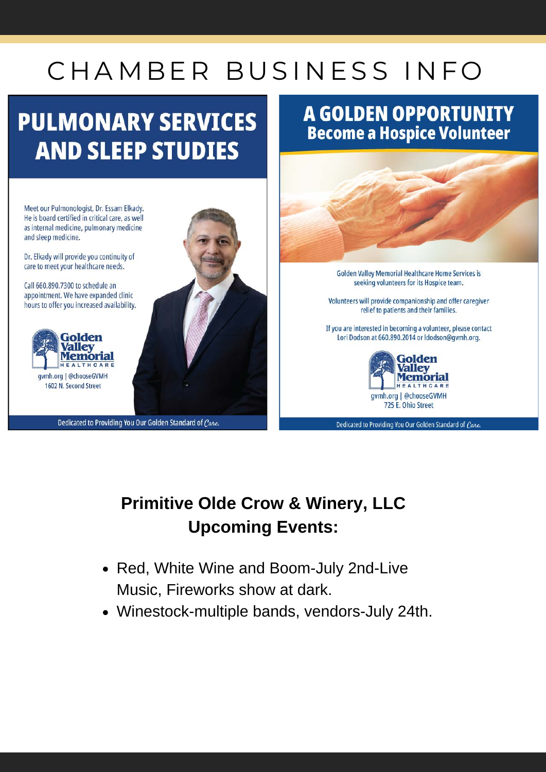# CHAMBER BUSINESS INFO

## PULMONARY SERVICES AND SLEEP STUDIES

Meet our Pulmonologist, Dr. Essam Elkady. He is board certified in critical care, as well as internal medicine, pulmonary medicine and sleep medicine.

Dr. Elkady will provide you continuity of care to meet your healthcare needs.

Call 660.890.7300 to schedule an appointment. We have expanded clinic hours to offer you increased availability.

Golden Valley Memorial HEALTHCARE

gvmh.org | @chooseGVMH
1602 N. Second Street

Dedicated to Providing You Our Golden Standard of *Care.*

## A GOLDEN OPPORTUNITY
### Become a Hospice Volunteer

Golden Valley Memorial Healthcare Home Services is seeking volunteers for its Hospice team.

Volunteers will provide companionship and offer caregiver relief to patients and their families.

If you are interested in becoming a volunteer, please contact Lori Dodson at 660.890.2014 or ldodson@gvmh.org.

Golden Valley Memorial HEALTHCARE

gvmh.org | @chooseGVMH
725 E. Ohio Street

Dedicated to Providing You Our Golden Standard of *Care.*

## Primitive Olde Crow & Winery, LLC Upcoming Events:

- Red, White Wine and Boom-July 2nd-Live Music, Fireworks show at dark.
- Winestock-multiple bands, vendors-July 24th.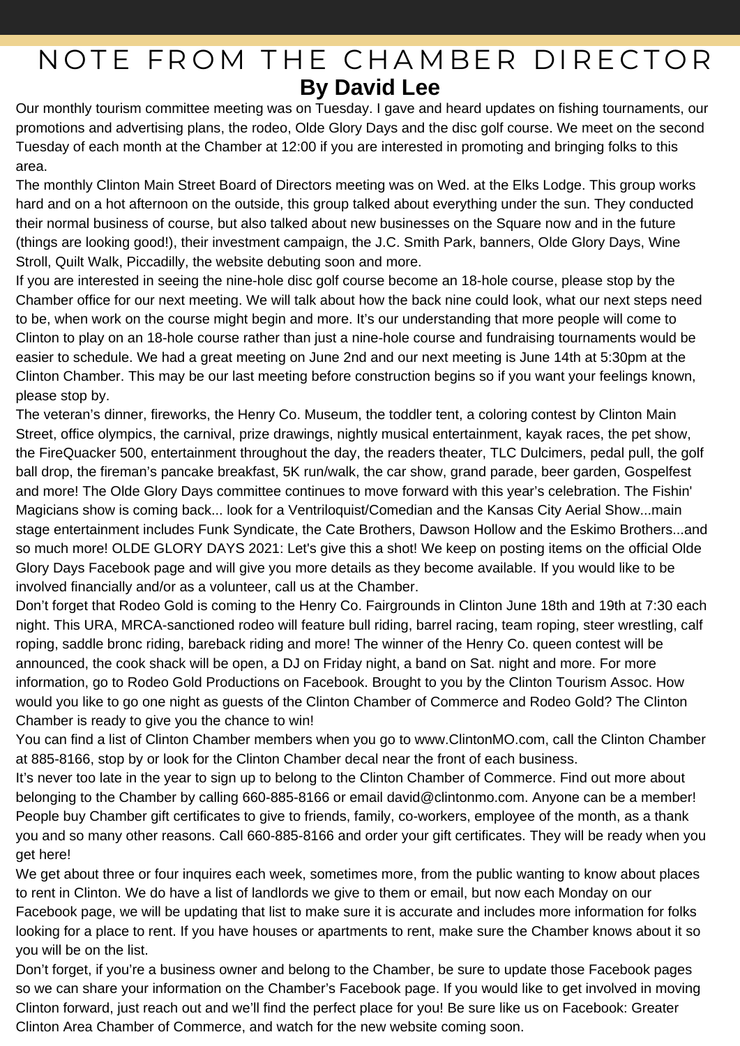# NOTE FROM THE CHAMBER DIRECTOR

**By David Lee**

Our monthly tourism committee meeting was on Tuesday. I gave and heard updates on fishing tournaments, our promotions and advertising plans, the rodeo, Olde Glory Days and the disc golf course. We meet on the second Tuesday of each month at the Chamber at 12:00 if you are interested in promoting and bringing folks to this area.

The monthly Clinton Main Street Board of Directors meeting was on Wed. at the Elks Lodge. This group works hard and on a hot afternoon on the outside, this group talked about everything under the sun. They conducted their normal business of course, but also talked about new businesses on the Square now and in the future (things are looking good!), their investment campaign, the J.C. Smith Park, banners, Olde Glory Days, Wine Stroll, Quilt Walk, Piccadilly, the website debuting soon and more.

If you are interested in seeing the nine-hole disc golf course become an 18-hole course, please stop by the Chamber office for our next meeting. We will talk about how the back nine could look, what our next steps need to be, when work on the course might begin and more. It's our understanding that more people will come to Clinton to play on an 18-hole course rather than just a nine-hole course and fundraising tournaments would be easier to schedule. We had a great meeting on June 2nd and our next meeting is June 14th at 5:30pm at the Clinton Chamber. This may be our last meeting before construction begins so if you want your feelings known, please stop by.

The veteran's dinner, fireworks, the Henry Co. Museum, the toddler tent, a coloring contest by Clinton Main Street, office olympics, the carnival, prize drawings, nightly musical entertainment, kayak races, the pet show, the FireQuacker 500, entertainment throughout the day, the readers theater, TLC Dulcimers, pedal pull, the golf ball drop, the fireman's pancake breakfast, 5K run/walk, the car show, grand parade, beer garden, Gospelfest and more! The Olde Glory Days committee continues to move forward with this year's celebration. The Fishin' Magicians show is coming back... look for a Ventriloquist/Comedian and the Kansas City Aerial Show...main stage entertainment includes Funk Syndicate, the Cate Brothers, Dawson Hollow and the Eskimo Brothers...and so much more! OLDE GLORY DAYS 2021: Let's give this a shot! We keep on posting items on the official Olde Glory Days Facebook page and will give you more details as they become available. If you would like to be involved financially and/or as a volunteer, call us at the Chamber.

Don't forget that Rodeo Gold is coming to the Henry Co. Fairgrounds in Clinton June 18th and 19th at 7:30 each night. This URA, MRCA-sanctioned rodeo will feature bull riding, barrel racing, team roping, steer wrestling, calf roping, saddle bronc riding, bareback riding and more! The winner of the Henry Co. queen contest will be announced, the cook shack will be open, a DJ on Friday night, a band on Sat. night and more. For more information, go to Rodeo Gold Productions on Facebook. Brought to you by the Clinton Tourism Assoc. How would you like to go one night as guests of the Clinton Chamber of Commerce and Rodeo Gold? The Clinton Chamber is ready to give you the chance to win!

You can find a list of Clinton Chamber members when you go to www.ClintonMO.com, call the Clinton Chamber at 885-8166, stop by or look for the Clinton Chamber decal near the front of each business.

It's never too late in the year to sign up to belong to the Clinton Chamber of Commerce. Find out more about belonging to the Chamber by calling 660-885-8166 or email david@clintonmo.com. Anyone can be a member! People buy Chamber gift certificates to give to friends, family, co-workers, employee of the month, as a thank you and so many other reasons. Call 660-885-8166 and order your gift certificates. They will be ready when you get here!

We get about three or four inquires each week, sometimes more, from the public wanting to know about places to rent in Clinton. We do have a list of landlords we give to them or email, but now each Monday on our Facebook page, we will be updating that list to make sure it is accurate and includes more information for folks looking for a place to rent. If you have houses or apartments to rent, make sure the Chamber knows about it so you will be on the list.

Don't forget, if you're a business owner and belong to the Chamber, be sure to update those Facebook pages so we can share your information on the Chamber's Facebook page. If you would like to get involved in moving Clinton forward, just reach out and we'll find the perfect place for you! Be sure like us on Facebook: Greater Clinton Area Chamber of Commerce, and watch for the new website coming soon.